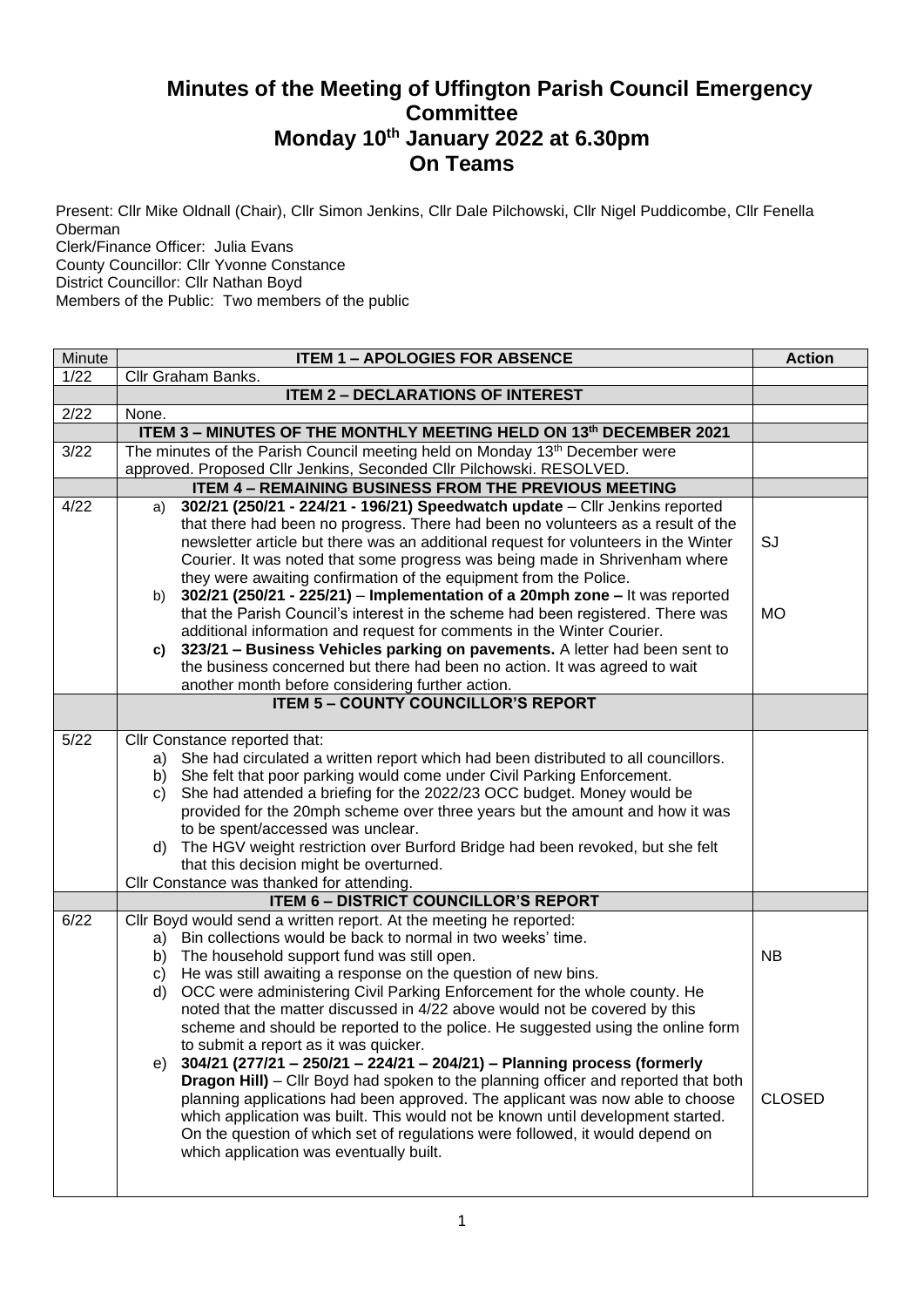# Minutes of the Meeting of Uffington Parish Council Emergency Committee
# Monday 10th January 2022 at 6.30pm
# On Teams

Present: Cllr Mike Oldnall (Chair), Cllr Simon Jenkins, Cllr Dale Pilchowski, Cllr Nigel Puddicombe, Cllr Fenella Oberman
Clerk/Finance Officer: Julia Evans
County Councillor: Cllr Yvonne Constance
District Councillor: Cllr Nathan Boyd
Members of the Public: Two members of the public

| Minute | ITEM 1 – APOLOGIES FOR ABSENCE | Action |
|---|---|---|
| 1/22 | Cllr Graham Banks. | |
| | **ITEM 2 – DECLARATIONS OF INTEREST** | |
| 2/22 | None. | |
| | **ITEM 3 – MINUTES OF THE MONTHLY MEETING HELD ON 13th DECEMBER 2021** | |
| 3/22 | The minutes of the Parish Council meeting held on Monday 13th December were approved. Proposed Cllr Jenkins, Seconded Cllr Pilchowski. RESOLVED. | |
| | **ITEM 4 – REMAINING BUSINESS FROM THE PREVIOUS MEETING** | |
| 4/22 | a) **302/21 (250/21 - 224/21 - 196/21) Speedwatch update** – Cllr Jenkins reported that there had been no progress. There had been no volunteers as a result of the newsletter article but there was an additional request for volunteers in the Winter Courier. It was noted that some progress was being made in Shrivenham where they were awaiting confirmation of the equipment from the Police.<br>b) **302/21 (250/21 - 225/21)** – **Implementation of a 20mph zone –** It was reported that the Parish Council's interest in the scheme had been registered. There was additional information and request for comments in the Winter Courier.<br>c) **323/21 – Business Vehicles parking on pavements.** A letter had been sent to the business concerned but there had been no action. It was agreed to wait another month before considering further action. | SJ<br><br>MO |
| | **ITEM 5 – COUNTY COUNCILLOR'S REPORT** | |
| 5/22 | Cllr Constance reported that:<br>a) She had circulated a written report which had been distributed to all councillors.<br>b) She felt that poor parking would come under Civil Parking Enforcement.<br>c) She had attended a briefing for the 2022/23 OCC budget. Money would be provided for the 20mph scheme over three years but the amount and how it was to be spent/accessed was unclear.<br>d) The HGV weight restriction over Burford Bridge had been revoked, but she felt that this decision might be overturned.<br>Cllr Constance was thanked for attending. | |
| | **ITEM 6 – DISTRICT COUNCILLOR'S REPORT** | |
| 6/22 | Cllr Boyd would send a written report. At the meeting he reported:<br>a) Bin collections would be back to normal in two weeks' time.<br>b) The household support fund was still open.<br>c) He was still awaiting a response on the question of new bins.<br>d) OCC were administering Civil Parking Enforcement for the whole county. He noted that the matter discussed in 4/22 above would not be covered by this scheme and should be reported to the police. He suggested using the online form to submit a report as it was quicker.<br>e) **304/21 (277/21 – 250/21 – 224/21 – 204/21) – Planning process (formerly Dragon Hill)** – Cllr Boyd had spoken to the planning officer and reported that both planning applications had been approved. The applicant was now able to choose which application was built. This would not be known until development started. On the question of which set of regulations were followed, it would depend on which application was eventually built. | NB<br><br>CLOSED |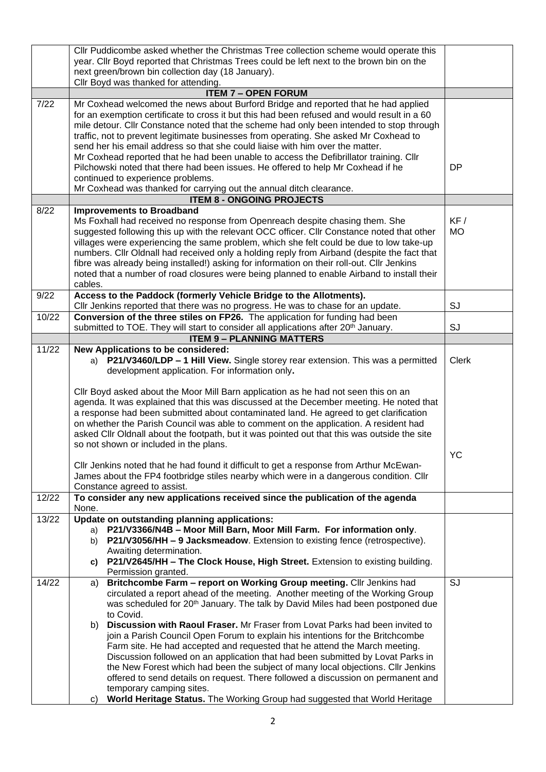| | | |
|---|---|---|
| | Cllr Puddicombe asked whether the Christmas Tree collection scheme would operate this year. Cllr Boyd reported that Christmas Trees could be left next to the brown bin on the next green/brown bin collection day (18 January).<br>Cllr Boyd was thanked for attending. | |
| | **ITEM 7 – OPEN FORUM** | |
| 7/22 | Mr Coxhead welcomed the news about Burford Bridge and reported that he had applied for an exemption certificate to cross it but this had been refused and would result in a 60 mile detour. Cllr Constance noted that the scheme had only been intended to stop through traffic, not to prevent legitimate businesses from operating. She asked Mr Coxhead to send her his email address so that she could liaise with him over the matter.<br>Mr Coxhead reported that he had been unable to access the Defibrillator training. Cllr Pilchowski noted that there had been issues. He offered to help Mr Coxhead if he continued to experience problems.<br>Mr Coxhead was thanked for carrying out the annual ditch clearance. | DP |
| | **ITEM 8 - ONGOING PROJECTS** | |
| 8/22 | **Improvements to Broadband**<br>Ms Foxhall had received no response from Openreach despite chasing them. She suggested following this up with the relevant OCC officer. Cllr Constance noted that other villages were experiencing the same problem, which she felt could be due to low take-up numbers. Cllr Oldnall had received only a holding reply from Airband (despite the fact that fibre was already being installed!) asking for information on their roll-out. Cllr Jenkins noted that a number of road closures were being planned to enable Airband to install their cables. | KF / MO |
| 9/22 | **Access to the Paddock (formerly Vehicle Bridge to the Allotments).**<br>Cllr Jenkins reported that there was no progress. He was to chase for an update. | SJ |
| 10/22 | **Conversion of the three stiles on FP26.** The application for funding had been submitted to TOE. They will start to consider all applications after 20th January. | SJ |
| | **ITEM 9 – PLANNING MATTERS** | |
| 11/22 | **New Applications to be considered:**<br>a) **P21/V3460/LDP – 1 Hill View.** Single storey rear extension. This was a permitted development application. For information only**.**<br><br>Cllr Boyd asked about the Moor Mill Barn application as he had not seen this on an agenda. It was explained that this was discussed at the December meeting. He noted that a response had been submitted about contaminated land. He agreed to get clarification on whether the Parish Council was able to comment on the application. A resident had asked Cllr Oldnall about the footpath, but it was pointed out that this was outside the site so not shown or included in the plans.<br><br>Cllr Jenkins noted that he had found it difficult to get a response from Arthur McEwan-James about the FP4 footbridge stiles nearby which were in a dangerous condition. Cllr Constance agreed to assist. | Clerk<br><br><br><br><br><br><br>YC |
| 12/22 | **To consider any new applications received since the publication of the agenda**<br>None. | |
| 13/22 | **Update on outstanding planning applications:**<br>a) **P21/V3366/N4B – Moor Mill Barn, Moor Mill Farm. For information only**.<br>b) **P21/V3056/HH – 9 Jacksmeadow**. Extension to existing fence (retrospective). Awaiting determination.<br>**c) P21/V2645/HH – The Clock House, High Street.** Extension to existing building. Permission granted. | |
| 14/22 | a) **Britchcombe Farm – report on Working Group meeting.** Cllr Jenkins had circulated a report ahead of the meeting. Another meeting of the Working Group was scheduled for 20th January. The talk by David Miles had been postponed due to Covid.<br>b) **Discussion with Raoul Fraser.** Mr Fraser from Lovat Parks had been invited to join a Parish Council Open Forum to explain his intentions for the Britchcombe Farm site. He had accepted and requested that he attend the March meeting. Discussion followed on an application that had been submitted by Lovat Parks in the New Forest which had been the subject of many local objections. Cllr Jenkins offered to send details on request. There followed a discussion on permanent and temporary camping sites.<br>c) **World Heritage Status.** The Working Group had suggested that World Heritage | SJ |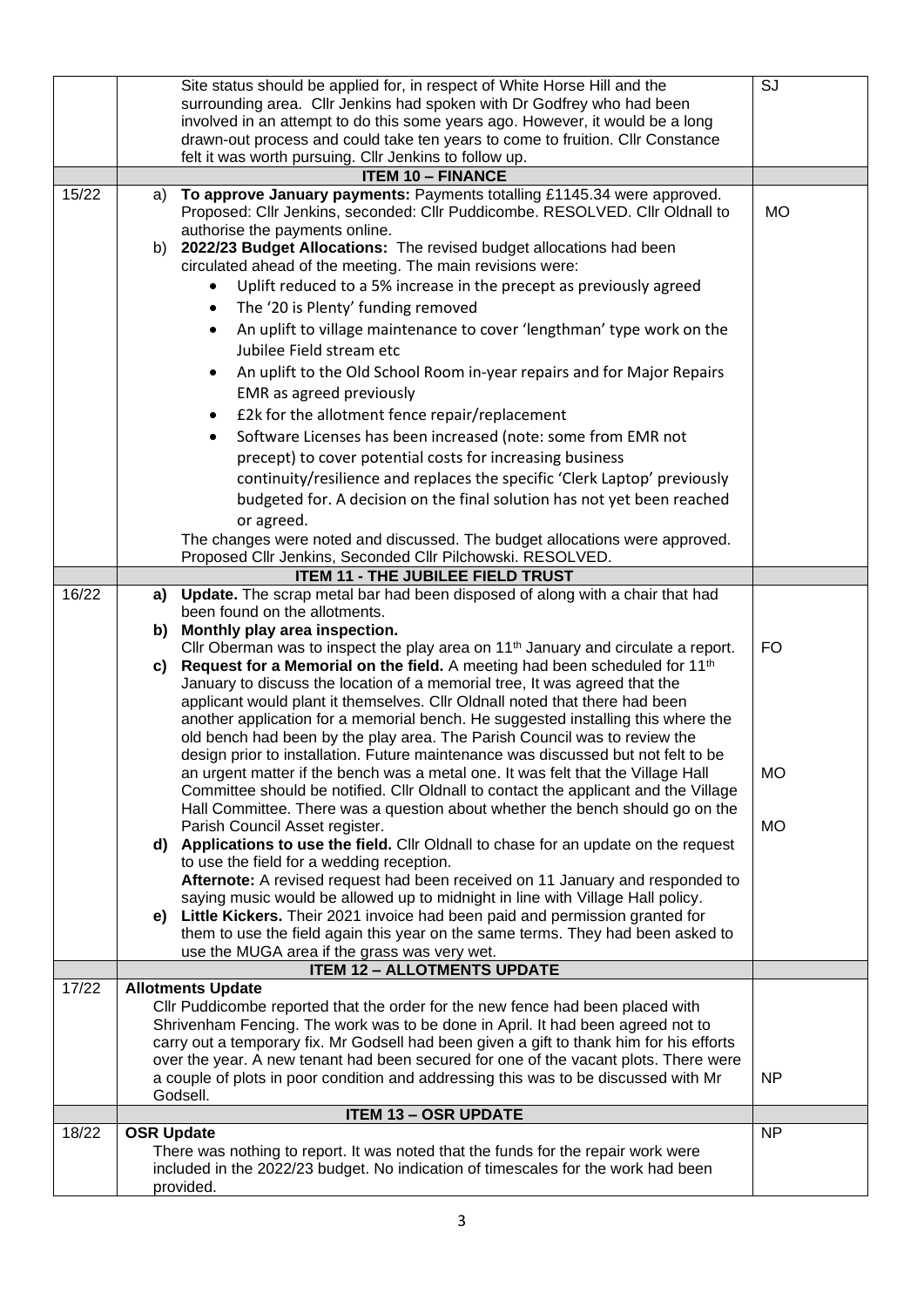| | | |
|---|---|---|
| | Site status should be applied for, in respect of White Horse Hill and the surrounding area. Cllr Jenkins had spoken with Dr Godfrey who had been involved in an attempt to do this some years ago. However, it would be a long drawn-out process and could take ten years to come to fruition. Cllr Constance felt it was worth pursuing. Cllr Jenkins to follow up. | SJ |
| | **ITEM 10 – FINANCE** | |
| 15/22 | a) **To approve January payments:** Payments totalling £1145.34 were approved. Proposed: Cllr Jenkins, seconded: Cllr Puddicombe. RESOLVED. Cllr Oldnall to authorise the payments online.<br>b) **2022/23 Budget Allocations:** The revised budget allocations had been circulated ahead of the meeting. The main revisions were:<br>• Uplift reduced to a 5% increase in the precept as previously agreed<br>• The '20 is Plenty' funding removed<br>• An uplift to village maintenance to cover 'lengthman' type work on the Jubilee Field stream etc<br>• An uplift to the Old School Room in-year repairs and for Major Repairs EMR as agreed previously<br>• £2k for the allotment fence repair/replacement<br>• Software Licenses has been increased (note: some from EMR not precept) to cover potential costs for increasing business continuity/resilience and replaces the specific 'Clerk Laptop' previously budgeted for. A decision on the final solution has not yet been reached or agreed.<br>The changes were noted and discussed. The budget allocations were approved. Proposed Cllr Jenkins, Seconded Cllr Pilchowski. RESOLVED. | MO |
| | **ITEM 11 - THE JUBILEE FIELD TRUST** | |
| 16/22 | **a) Update.** The scrap metal bar had been disposed of along with a chair that had been found on the allotments.<br>**b) Monthly play area inspection.**<br>Cllr Oberman was to inspect the play area on 11th January and circulate a report.<br>**c) Request for a Memorial on the field.** A meeting had been scheduled for 11th January to discuss the location of a memorial tree, It was agreed that the applicant would plant it themselves. Cllr Oldnall noted that there had been another application for a memorial bench. He suggested installing this where the old bench had been by the play area. The Parish Council was to review the design prior to installation. Future maintenance was discussed but not felt to be an urgent matter if the bench was a metal one. It was felt that the Village Hall Committee should be notified. Cllr Oldnall to contact the applicant and the Village Hall Committee. There was a question about whether the bench should go on the Parish Council Asset register.<br>**d) Applications to use the field.** Cllr Oldnall to chase for an update on the request to use the field for a wedding reception.<br>**Afternote:** A revised request had been received on 11 January and responded to saying music would be allowed up to midnight in line with Village Hall policy.<br>**e) Little Kickers.** Their 2021 invoice had been paid and permission granted for them to use the field again this year on the same terms. They had been asked to use the MUGA area if the grass was very wet. | FO<br><br>MO<br><br>MO |
| | **ITEM 12 – ALLOTMENTS UPDATE** | |
| 17/22 | **Allotments Update**<br>Cllr Puddicombe reported that the order for the new fence had been placed with Shrivenham Fencing. The work was to be done in April. It had been agreed not to carry out a temporary fix. Mr Godsell had been given a gift to thank him for his efforts over the year. A new tenant had been secured for one of the vacant plots. There were a couple of plots in poor condition and addressing this was to be discussed with Mr Godsell. | NP |
| | **ITEM 13 – OSR UPDATE** | |
| 18/22 | **OSR Update**<br>There was nothing to report. It was noted that the funds for the repair work were included in the 2022/23 budget. No indication of timescales for the work had been provided. | NP |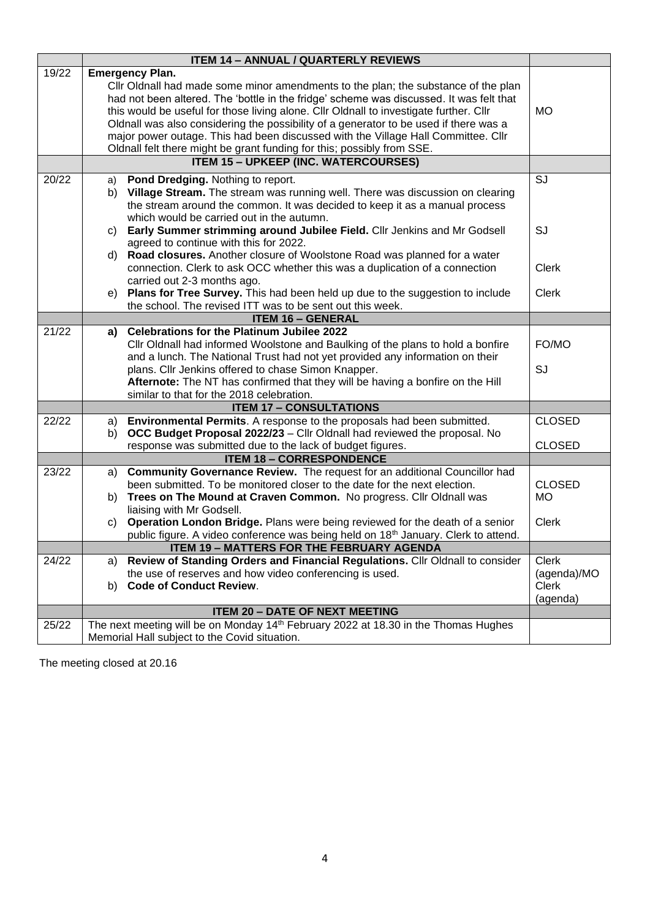| | | |
|---|---|---|
| | **ITEM 14 – ANNUAL / QUARTERLY REVIEWS** | |
| 19/22 | **Emergency Plan.** Cllr Oldnall had made some minor amendments to the plan; the substance of the plan had not been altered. The 'bottle in the fridge' scheme was discussed. It was felt that this would be useful for those living alone. Cllr Oldnall to investigate further. Cllr Oldnall was also considering the possibility of a generator to be used if there was a major power outage. This had been discussed with the Village Hall Committee. Cllr Oldnall felt there might be grant funding for this; possibly from SSE. | MO |
| | **ITEM 15 – UPKEEP (INC. WATERCOURSES)** | |
| 20/22 | a) **Pond Dredging.** Nothing to report.<br>b) **Village Stream.** The stream was running well. There was discussion on clearing the stream around the common. It was decided to keep it as a manual process which would be carried out in the autumn.<br>c) **Early Summer strimming around Jubilee Field.** Cllr Jenkins and Mr Godsell agreed to continue with this for 2022.<br>d) **Road closures.** Another closure of Woolstone Road was planned for a water connection. Clerk to ask OCC whether this was a duplication of a connection carried out 2-3 months ago.<br>e) **Plans for Tree Survey.** This had been held up due to the suggestion to include the school. The revised ITT was to be sent out this week. | SJ<br><br><br>SJ<br><br>Clerk<br><br>Clerk |
| | **ITEM 16 – GENERAL** | |
| 21/22 | **a) Celebrations for the Platinum Jubilee 2022**<br>Cllr Oldnall had informed Woolstone and Baulking of the plans to hold a bonfire and a lunch. The National Trust had not yet provided any information on their plans. Cllr Jenkins offered to chase Simon Knapper.<br>**Afternote:** The NT has confirmed that they will be having a bonfire on the Hill similar to that for the 2018 celebration. | FO/MO<br><br>SJ |
| | **ITEM 17 – CONSULTATIONS** | |
| 22/22 | a) **Environmental Permits**. A response to the proposals had been submitted.<br>b) **OCC Budget Proposal 2022/23** – Cllr Oldnall had reviewed the proposal. No response was submitted due to the lack of budget figures. | CLOSED<br><br>CLOSED |
| | **ITEM 18 – CORRESPONDENCE** | |
| 23/22 | a) **Community Governance Review.** The request for an additional Councillor had been submitted. To be monitored closer to the date for the next election.<br>b) **Trees on The Mound at Craven Common.** No progress. Cllr Oldnall was liaising with Mr Godsell.<br>c) **Operation London Bridge.** Plans were being reviewed for the death of a senior public figure. A video conference was being held on 18th January. Clerk to attend. | CLOSED<br>MO<br><br>Clerk |
| | **ITEM 19 – MATTERS FOR THE FEBRUARY AGENDA** | |
| 24/22 | a) **Review of Standing Orders and Financial Regulations.** Cllr Oldnall to consider the use of reserves and how video conferencing is used.<br>b) **Code of Conduct Review**. | Clerk (agenda)/MO<br>Clerk (agenda) |
| | **ITEM 20 – DATE OF NEXT MEETING** | |
| 25/22 | The next meeting will be on Monday 14th February 2022 at 18.30 in the Thomas Hughes Memorial Hall subject to the Covid situation. | |

The meeting closed at 20.16